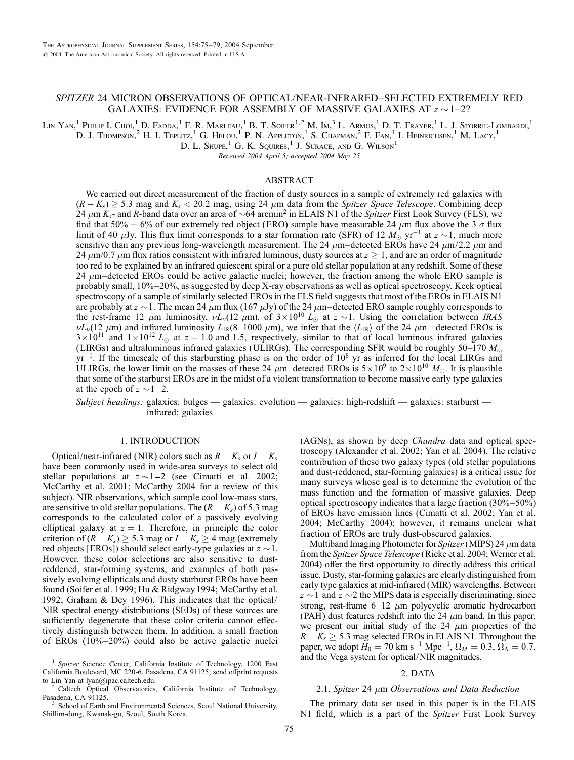# *SPITZER* 24 MICRON OBSERVATIONS OF OPTICAL/NEAR-INFRARED–SELECTED EXTREMELY RED GALAXIES: EVIDENCE FOR ASSEMBLY OF MASSIVE GALAXIES AT $z \sim 1$–2?

Lin Yan,[1] Philip I. Choi,[1] D. Fadda,[1] F. R. Marleau,[1] B. T. Soifer,[1,2] M. Im,[3] L. Armus,[1] D. T. Frayer,[1] L. J. Storrie-Lombardi,[1] D. J. Thompson,[2] H. I. Teplitz,[1] G. Helou,[1] P. N. Appleton,[1] S. Chapman,[2] F. Fan,[1] I. Heinrichsen,[1] M. Lacy,[1] D. L. Shupe,[1] G. K. Squires,[1] J. Surace, and G. Wilson[1]

*Received 2004 April 5; accepted 2004 May 25*

## ABSTRACT

We carried out direct measurement of the fraction of dusty sources in a sample of extremely red galaxies with $(R - K_s) \geq 5.3$ mag and $K_s < 20.2$ mag, using 24 $\mu$m data from the *Spitzer Space Telescope*. Combining deep 24 $\mu$m $K_s$- and $R$-band data over an area of $\sim$64 arcmin$^2$ in ELAIS N1 of the *Spitzer* First Look Survey (FLS), we find that 50% $\pm$ 6% of our extremely red object (ERO) sample have measurable 24 $\mu$m flux above the 3 $\sigma$ flux limit of 40 $\mu$Jy. This flux limit corresponds to a star formation rate (SFR) of 12 $M_\odot$ yr$^{-1}$ at $z \sim 1$, much more sensitive than any previous long-wavelength measurement. The 24 $\mu$m–detected EROs have 24 $\mu$m/2.2 $\mu$m and 24 $\mu$m/0.7 $\mu$m flux ratios consistent with infrared luminous, dusty sources at $z \geq 1$, and are an order of magnitude too red to be explained by an infrared quiescent spiral or a pure old stellar population at any redshift. Some of these 24 $\mu$m–detected EROs could be active galactic nuclei; however, the fraction among the whole ERO sample is probably small, 10%–20%, as suggested by deep X-ray observations as well as optical spectroscopy. Keck optical spectroscopy of a sample of similarly selected EROs in the FLS field suggests that most of the EROs in ELAIS N1 are probably at $z \sim 1$. The mean 24 $\mu$m flux (167 $\mu$Jy) of the 24 $\mu$m–detected ERO sample roughly corresponds to the rest-frame 12 $\mu$m luminosity, $\nu L_\nu(12\ \mu\text{m})$, of $3 \times 10^{10}\ L_\odot$ at $z \sim 1$. Using the correlation between *IRAS* $\nu L_\nu(12\ \mu\text{m})$ and infrared luminosity $L_{\rm IR}(8$–$1000\ \mu\text{m})$, we infer that the $\langle L_{\rm IR} \rangle$ of the 24 $\mu$m– detected EROs is $3 \times 10^{11}$ and $1 \times 10^{12}\ L_\odot$ at $z = 1.0$ and 1.5, respectively, similar to that of local luminous infrared galaxies (LIRGs) and ultraluminous infrared galaxies (ULIRGs). The corresponding SFR would be roughly 50–170 $M_\odot$ yr$^{-1}$. If the timescale of this starbursting phase is on the order of $10^8$ yr as inferred for the local LIRGs and ULIRGs, the lower limit on the masses of these 24 $\mu$m–detected EROs is $5 \times 10^9$ to $2 \times 10^{10}\ M_\odot$. It is plausible that some of the starburst EROs are in the midst of a violent transformation to become massive early type galaxies at the epoch of $z \sim 1$–2.

*Subject headings:* galaxies: bulges — galaxies: evolution — galaxies: high-redshift — galaxies: starburst — infrared: galaxies

## 1. INTRODUCTION

Optical/near-infrared (NIR) colors such as $R - K_s$ or $I - K_s$ have been commonly used in wide-area surveys to select old stellar populations at $z \sim 1$–2 (see Cimatti et al. 2002; McCarthy et al. 2001; McCarthy 2004 for a review of this subject). NIR observations, which sample cool low-mass stars, are sensitive to old stellar populations. The $(R - K_s)$ of 5.3 mag corresponds to the calculated color of a passively evolving elliptical galaxy at $z = 1$. Therefore, in principle the color criterion of $(R - K_s) \geq 5.3$ mag or $I - K_s \geq 4$ mag (extremely red objects [EROs]) should select early-type galaxies at $z \sim 1$. However, these color selections are also sensitive to both dust-reddened, star-forming systems, and examples of both passively evolving ellipticals and dusty starburst EROs have been found (Soifer et al. 1999; Hu & Ridgway 1994; McCarthy et al. 1992; Graham & Dey 1996). This indicates that the optical/NIR spectral energy distributions (SEDs) of these sources are sufficiently degenerate that these color criteria cannot effectively distinguish between them. In addition, a small fraction of EROs (10%–20%) could also be active galactic nuclei (AGNs), as shown by deep *Chandra* data and optical spectroscopy (Alexander et al. 2002; Yan et al. 2004). The relative contribution of these two galaxy types (old stellar populations and dust-reddened, star-forming galaxies) is a critical issue for many surveys whose goal is to determine the evolution of the mass function and the formation of massive galaxies. Deep optical spectroscopy indicates that a large fraction (30%–50%) of EROs have emission lines (Cimatti et al. 2002; Yan et al. 2004; McCarthy 2004); however, it remains unclear what fraction of EROs are truly dust-obscured galaxies.

Multiband Imaging Photometer for *Spitzer* (MIPS) 24 $\mu$m data from the *Spitzer Space Telescope* (Rieke et al. 2004; Werner et al. 2004) offer the first opportunity to directly address this critical issue. Dusty, star-forming galaxies are clearly distinguished from early type galaxies at mid-infrared (MIR) wavelengths. Between $z \sim 1$ and $z \sim 2$ the MIPS data is especially discriminating, since strong, rest-frame 6–12 $\mu$m polycyclic aromatic hydrocarbon (PAH) dust features redshift into the 24 $\mu$m band. In this paper, we present our initial study of the 24 $\mu$m properties of the $R - K_s \geq 5.3$ mag selected EROs in ELAIS N1. Throughout the paper, we adopt $H_0 = 70$ km s$^{-1}$ Mpc$^{-1}$, $\Omega_M = 0.3$, $\Omega_\Lambda = 0.7$, and the Vega system for optical/NIR magnitudes.

## 2. DATA

### 2.1. *Spitzer* 24 $\mu$m *Observations and Data Reduction*

The primary data set used in this paper is in the ELAIS N1 field, which is a part of the *Spitzer* First Look Survey

[1] *Spitzer* Science Center, California Institute of Technology, 1200 East California Boulevard, MC 220-6, Pasadena, CA 91125; send offprint requests to Lin Yan at lyan@ipac.caltech.edu.

[2] Caltech Optical Observatories, California Institute of Technology, Pasadena, CA 91125.

[3] School of Earth and Environmental Sciences, Seoul National University, Shillim-dong, Kwanak-gu, Seoul, South Korea.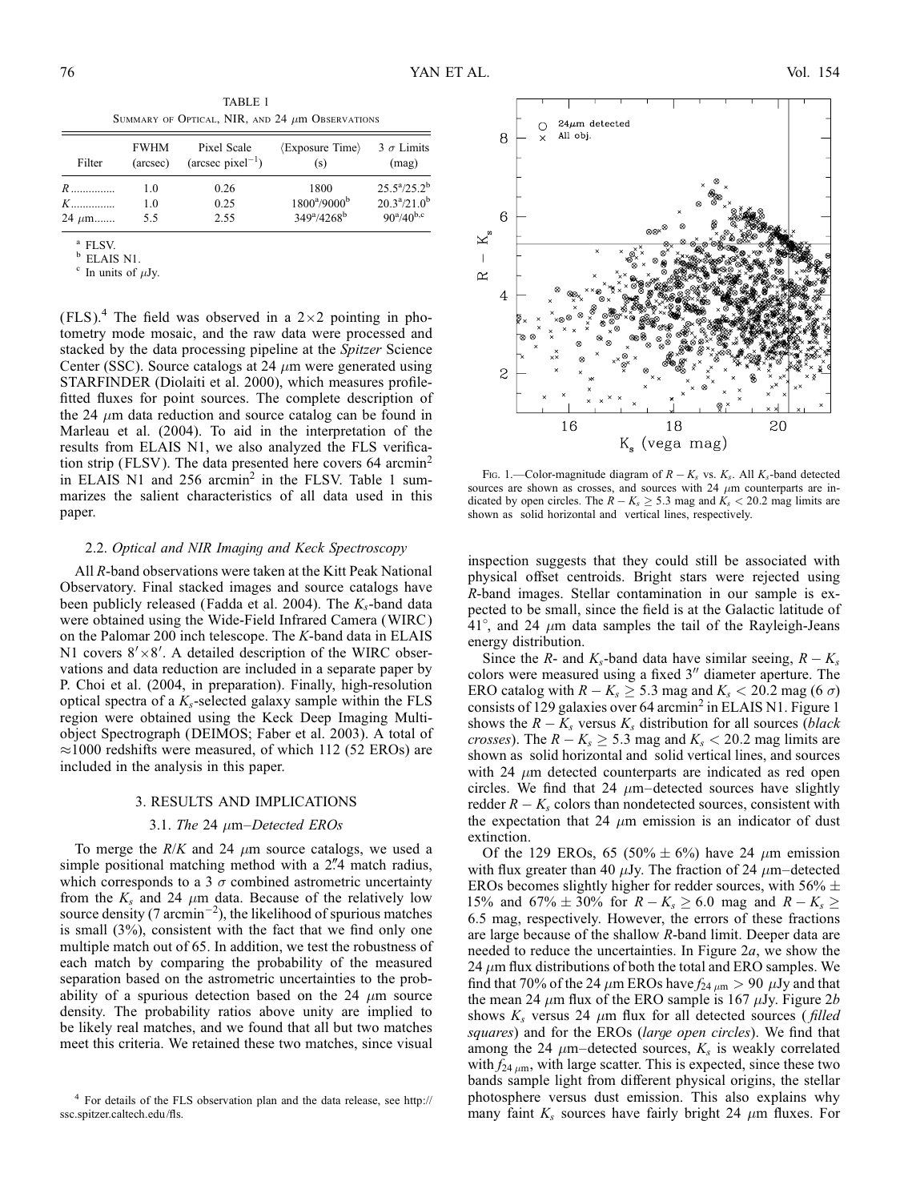TABLE 1

Summary of Optical, NIR, and 24 μm Observations

| Filter | FWHM (arcsec) | Pixel Scale (arcsec pixel$^{-1}$) | ⟨Exposure Time⟩ (s) | 3 σ Limits (mag) |
|---|---|---|---|---|
| R | 1.0 | 0.26 | 1800 | 25.5[a]/25.2[b] |
| K | 1.0 | 0.25 | 1800[a]/9000[b] | 20.3[a]/21.0[b] |
| 24 μm | 5.5 | 2.55 | 349[a]/4268[b] | 90[a]/40[b,c] |

[a] FLSV.
[b] ELAIS N1.
[c] In units of μJy.

(FLS).[4] The field was observed in a 2×2 pointing in photometry mode mosaic, and the raw data were processed and stacked by the data processing pipeline at the *Spitzer* Science Center (SSC). Source catalogs at 24 μm were generated using STARFINDER (Diolaiti et al. 2000), which measures profile-fitted fluxes for point sources. The complete description of the 24 μm data reduction and source catalog can be found in Marleau et al. (2004). To aid in the interpretation of the results from ELAIS N1, we also analyzed the FLS verification strip (FLSV). The data presented here covers 64 arcmin$^2$ in ELAIS N1 and 256 arcmin$^2$ in the FLSV. Table 1 summarizes the salient characteristics of all data used in this paper.

### 2.2. *Optical and NIR Imaging and Keck Spectroscopy*

All *R*-band observations were taken at the Kitt Peak National Observatory. Final stacked images and source catalogs have been publicly released (Fadda et al. 2004). The $K_s$-band data were obtained using the Wide-Field Infrared Camera (WIRC) on the Palomar 200 inch telescope. The *K*-band data in ELAIS N1 covers 8′×8′. A detailed description of the WIRC observations and data reduction are included in a separate paper by P. Choi et al. (2004, in preparation). Finally, high-resolution optical spectra of a $K_s$-selected galaxy sample within the FLS region were obtained using the Keck Deep Imaging Multi-object Spectrograph (DEIMOS; Faber et al. 2003). A total of ≈1000 redshifts were measured, of which 112 (52 EROs) are included in the analysis in this paper.

## 3. RESULTS AND IMPLICATIONS

### 3.1. *The 24 μm–Detected EROs*

To merge the *R*/*K* and 24 μm source catalogs, we used a simple positional matching method with a 2″.4 match radius, which corresponds to a 3 σ combined astrometric uncertainty from the $K_s$ and 24 μm data. Because of the relatively low source density (7 arcmin$^{-2}$), the likelihood of spurious matches is small (3%), consistent with the fact that we find only one multiple match out of 65. In addition, we test the robustness of each match by comparing the probability of the measured separation based on the astrometric uncertainties to the probability of a spurious detection based on the 24 μm source density. The probability ratios above unity are implied to be likely real matches, and we found that all but two matches meet this criteria. We retained these two matches, since visual inspection suggests that they could still be associated with physical offset centroids. Bright stars were rejected using *R*-band images. Stellar contamination in our sample is expected to be small, since the field is at the Galactic latitude of 41°, and 24 μm data samples the tail of the Rayleigh-Jeans energy distribution.

Fig. 1.—Color-magnitude diagram of $R - K_s$ vs. $K_s$. All $K_s$-band detected sources are shown as crosses, and sources with 24 μm counterparts are indicated by open circles. The $R - K_s \geq 5.3$ mag and $K_s < 20.2$ mag limits are shown as solid horizontal and vertical lines, respectively.

Since the *R*- and $K_s$-band data have similar seeing, $R - K_s$ colors were measured using a fixed 3″ diameter aperture. The ERO catalog with $R - K_s \geq 5.3$ mag and $K_s < 20.2$ mag (6 σ) consists of 129 galaxies over 64 arcmin$^2$ in ELAIS N1. Figure 1 shows the $R - K_s$ versus $K_s$ distribution for all sources (*black crosses*). The $R - K_s \geq 5.3$ mag and $K_s < 20.2$ mag limits are shown as solid horizontal and solid vertical lines, and sources with 24 μm detected counterparts are indicated as red open circles. We find that 24 μm–detected sources have slightly redder $R - K_s$ colors than nondetected sources, consistent with the expectation that 24 μm emission is an indicator of dust extinction.

Of the 129 EROs, 65 (50% ± 6%) have 24 μm emission with flux greater than 40 μJy. The fraction of 24 μm–detected EROs becomes slightly higher for redder sources, with 56% ± 15% and 67% ± 30% for $R - K_s \geq 6.0$ mag and $R - K_s \geq 6.5$ mag, respectively. However, the errors of these fractions are large because of the shallow *R*-band limit. Deeper data are needed to reduce the uncertainties. In Figure 2*a*, we show the 24 μm flux distributions of both the total and ERO samples. We find that 70% of the 24 μm EROs have $f_{24\,\mu m} > 90$ μJy and that the mean 24 μm flux of the ERO sample is 167 μJy. Figure 2*b* shows $K_s$ versus 24 μm flux for all detected sources (*filled squares*) and for the EROs (*large open circles*). We find that among the 24 μm–detected sources, $K_s$ is weakly correlated with $f_{24\,\mu m}$, with large scatter. This is expected, since these two bands sample light from different physical origins, the stellar photosphere versus dust emission. This also explains why many faint $K_s$ sources have fairly bright 24 μm fluxes. For

[4] For details of the FLS observation plan and the data release, see http://ssc.spitzer.caltech.edu/fls.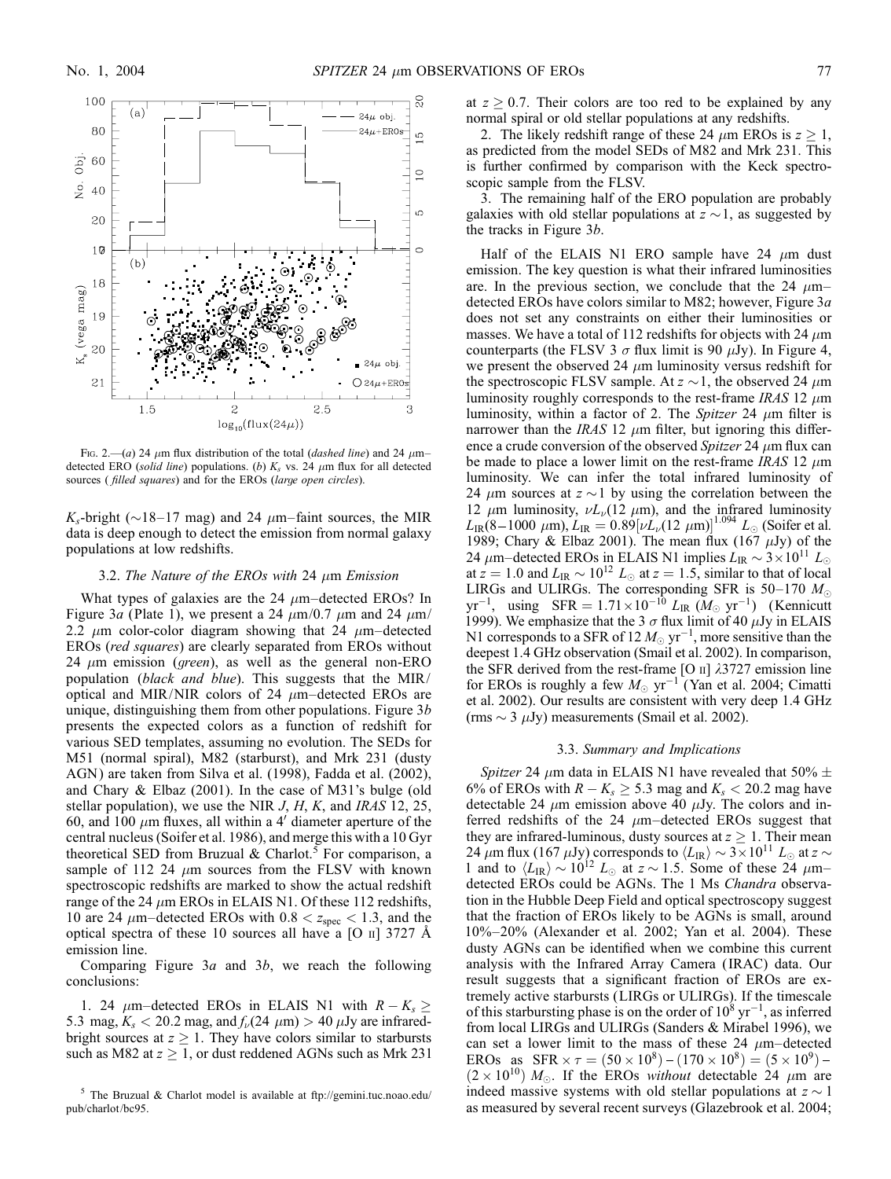Fig. 2.—(*a*) 24 μm flux distribution of the total (*dashed line*) and 24 μm–detected ERO (*solid line*) populations. (*b*) $K_s$ vs. 24 μm flux for all detected sources (*filled squares*) and for the EROs (*large open circles*).

$K_s$-bright (~18–17 mag) and 24 μm–faint sources, the MIR data is deep enough to detect the emission from normal galaxy populations at low redshifts.

### 3.2. *The Nature of the EROs with* 24 μm *Emission*

What types of galaxies are the 24 μm–detected EROs? In Figure 3*a* (Plate 1), we present a 24 μm/0.7 μm and 24 μm/2.2 μm color-color diagram showing that 24 μm–detected EROs (*red squares*) are clearly separated from EROs without 24 μm emission (*green*), as well as the general non-ERO population (*black and blue*). This suggests that the MIR/optical and MIR/NIR colors of 24 μm–detected EROs are unique, distinguishing them from other populations. Figure 3*b* presents the expected colors as a function of redshift for various SED templates, assuming no evolution. The SEDs for M51 (normal spiral), M82 (starburst), and Mrk 231 (dusty AGN) are taken from Silva et al. (1998), Fadda et al. (2002), and Chary & Elbaz (2001). In the case of M31's bulge (old stellar population), we use the NIR *J*, *H*, *K*, and *IRAS* 12, 25, 60, and 100 μm fluxes, all within a 4′ diameter aperture of the central nucleus (Soifer et al. 1986), and merge this with a 10 Gyr theoretical SED from Bruzual & Charlot.[5] For comparison, a sample of 112 24 μm sources from the FLSV with known spectroscopic redshifts are marked to show the actual redshift range of the 24 μm EROs in ELAIS N1. Of these 112 redshifts, 10 are 24 μm–detected EROs with $0.8 < z_{\rm spec} < 1.3$, and the optical spectra of these 10 sources all have a [O II] 3727 Å emission line.

Comparing Figure 3*a* and 3*b*, we reach the following conclusions:

1. 24 μm–detected EROs in ELAIS N1 with $R - K_s \geq 5.3$ mag, $K_s < 20.2$ mag, and $f_\nu(24\ \mu{\rm m}) > 40\ \mu$Jy are infrared-bright sources at $z \geq 1$. They have colors similar to starbursts such as M82 at $z \geq 1$, or dust reddened AGNs such as Mrk 231 at $z \geq 0.7$. Their colors are too red to be explained by any normal spiral or old stellar populations at any redshifts.

2. The likely redshift range of these 24 μm EROs is $z \geq 1$, as predicted from the model SEDs of M82 and Mrk 231. This is further confirmed by comparison with the Keck spectroscopic sample from the FLSV.

3. The remaining half of the ERO population are probably galaxies with old stellar populations at $z \sim 1$, as suggested by the tracks in Figure 3*b*.

Half of the ELAIS N1 ERO sample have 24 μm dust emission. The key question is what their infrared luminosities are. In the previous section, we conclude that the 24 μm–detected EROs have colors similar to M82; however, Figure 3*a* does not set any constraints on either their luminosities or masses. We have a total of 112 redshifts for objects with 24 μm counterparts (the FLSV 3 σ flux limit is 90 μJy). In Figure 4, we present the observed 24 μm luminosity versus redshift for the spectroscopic FLSV sample. At $z \sim 1$, the observed 24 μm luminosity roughly corresponds to the rest-frame *IRAS* 12 μm luminosity, within a factor of 2. The *Spitzer* 24 μm filter is narrower than the *IRAS* 12 μm filter, but ignoring this difference a crude conversion of the observed *Spitzer* 24 μm flux can be made to place a lower limit on the rest-frame *IRAS* 12 μm luminosity. We can infer the total infrared luminosity of 24 μm sources at $z \sim 1$ by using the correlation between the 12 μm luminosity, $\nu L_\nu(12\ \mu{\rm m})$, and the infrared luminosity $L_{\rm IR}(8\text{–}1000\ \mu{\rm m})$, $L_{\rm IR} = 0.89[\nu L_\nu(12\ \mu{\rm m})]^{1.094}\ L_\odot$ (Soifer et al. 1989; Chary & Elbaz 2001). The mean flux (167 μJy) of the 24 μm–detected EROs in ELAIS N1 implies $L_{\rm IR} \sim 3 \times 10^{11}\ L_\odot$ at $z = 1.0$ and $L_{\rm IR} \sim 10^{12}\ L_\odot$ at $z = 1.5$, similar to that of local LIRGs and ULIRGs. The corresponding SFR is 50–170 $M_\odot$ yr$^{-1}$, using ${\rm SFR} = 1.71 \times 10^{-10}\ L_{\rm IR}\ (M_\odot\ {\rm yr}^{-1})$ (Kennicutt 1999). We emphasize that the 3 σ flux limit of 40 μJy in ELAIS N1 corresponds to a SFR of 12 $M_\odot$ yr$^{-1}$, more sensitive than the deepest 1.4 GHz observation (Smail et al. 2002). In comparison, the SFR derived from the rest-frame [O II] λ3727 emission line for EROs is roughly a few $M_\odot$ yr$^{-1}$ (Yan et al. 2004; Cimatti et al. 2002). Our results are consistent with very deep 1.4 GHz (rms ~ 3 μJy) measurements (Smail et al. 2002).

### 3.3. *Summary and Implications*

*Spitzer* 24 μm data in ELAIS N1 have revealed that 50% ± 6% of EROs with $R - K_s \geq 5.3$ mag and $K_s < 20.2$ mag have detectable 24 μm emission above 40 μJy. The colors and inferred redshifts of the 24 μm–detected EROs suggest that they are infrared-luminous, dusty sources at $z \geq 1$. Their mean 24 μm flux (167 μJy) corresponds to $\langle L_{\rm IR} \rangle \sim 3 \times 10^{11}\ L_\odot$ at $z \sim 1$ and to $\langle L_{\rm IR} \rangle \sim 10^{12}\ L_\odot$ at $z \sim 1.5$. Some of these 24 μm–detected EROs could be AGNs. The 1 Ms *Chandra* observation in the Hubble Deep Field and optical spectroscopy suggest that the fraction of EROs likely to be AGNs is small, around 10%–20% (Alexander et al. 2002; Yan et al. 2004). These dusty AGNs can be identified when we combine this current analysis with the Infrared Array Camera (IRAC) data. Our result suggests that a significant fraction of EROs are extremely active starbursts (LIRGs or ULIRGs). If the timescale of this starbursting phase is on the order of $10^8$ yr$^{-1}$, as inferred from local LIRGs and ULIRGs (Sanders & Mirabel 1996), we can set a lower limit to the mass of these 24 μm–detected EROs as ${\rm SFR} \times \tau = (50 \times 10^8)-(170 \times 10^8) = (5 \times 10^9)-(2 \times 10^{10})\ M_\odot$. If the EROs *without* detectable 24 μm are indeed massive systems with old stellar populations at $z \sim 1$ as measured by several recent surveys (Glazebrook et al. 2004;

[5] The Bruzual & Charlot model is available at ftp://gemini.tuc.noao.edu/pub/charlot/bc95.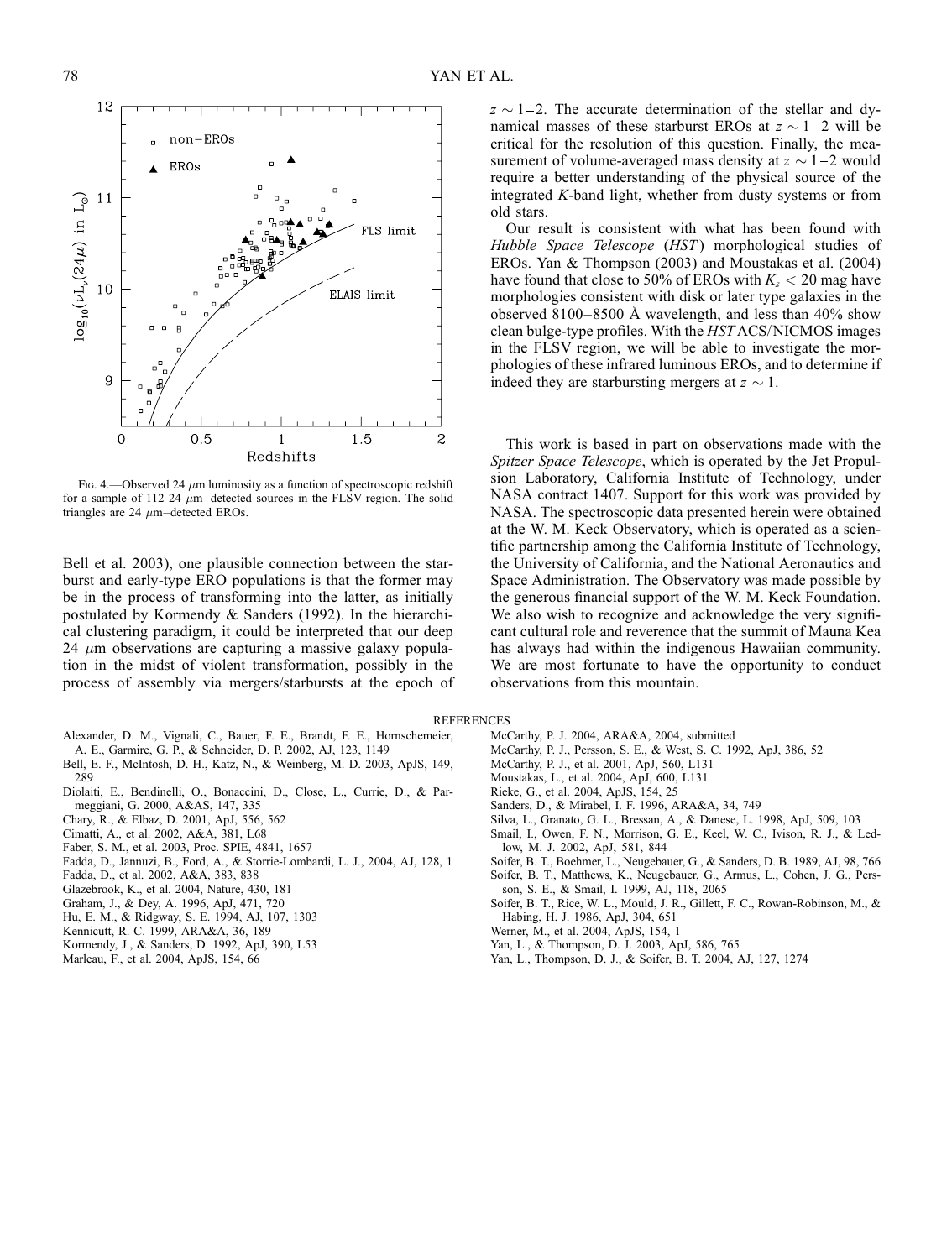FIG. 4.—Observed 24 $\mu$m luminosity as a function of spectroscopic redshift for a sample of 112 24 $\mu$m–detected sources in the FLSV region. The solid triangles are 24 $\mu$m–detected EROs.

Bell et al. 2003), one plausible connection between the starburst and early-type ERO populations is that the former may be in the process of transforming into the latter, as initially postulated by Kormendy & Sanders (1992). In the hierarchical clustering paradigm, it could be interpreted that our deep 24 $\mu$m observations are capturing a massive galaxy population in the midst of violent transformation, possibly in the process of assembly via mergers/starbursts at the epoch of $z \sim 1$–2. The accurate determination of the stellar and dynamical masses of these starburst EROs at $z \sim 1$–2 will be critical for the resolution of this question. Finally, the measurement of volume-averaged mass density at $z \sim 1$–2 would require a better understanding of the physical source of the integrated *K*-band light, whether from dusty systems or from old stars.

Our result is consistent with what has been found with *Hubble Space Telescope* (*HST*) morphological studies of EROs. Yan & Thompson (2003) and Moustakas et al. (2004) have found that close to 50% of EROs with $K_s < 20$ mag have morphologies consistent with disk or later type galaxies in the observed 8100–8500 Å wavelength, and less than 40% show clean bulge-type profiles. With the *HST* ACS/NICMOS images in the FLSV region, we will be able to investigate the morphologies of these infrared luminous EROs, and to determine if indeed they are starbursting mergers at $z \sim 1$.

This work is based in part on observations made with the *Spitzer Space Telescope*, which is operated by the Jet Propulsion Laboratory, California Institute of Technology, under NASA contract 1407. Support for this work was provided by NASA. The spectroscopic data presented herein were obtained at the W. M. Keck Observatory, which is operated as a scientific partnership among the California Institute of Technology, the University of California, and the National Aeronautics and Space Administration. The Observatory was made possible by the generous financial support of the W. M. Keck Foundation. We also wish to recognize and acknowledge the very significant cultural role and reverence that the summit of Mauna Kea has always had within the indigenous Hawaiian community. We are most fortunate to have the opportunity to conduct observations from this mountain.

## REFERENCES

Alexander, D. M., Vignali, C., Bauer, F. E., Brandt, F. E., Hornschemeier, A. E., Garmire, G. P., & Schneider, D. P. 2002, AJ, 123, 1149
Bell, E. F., McIntosh, D. H., Katz, N., & Weinberg, M. D. 2003, ApJS, 149, 289
Diolaiti, E., Bendinelli, O., Bonaccini, D., Close, L., Currie, D., & Parmeggiani, G. 2000, A&AS, 147, 335
Chary, R., & Elbaz, D. 2001, ApJ, 556, 562
Cimatti, A., et al. 2002, A&A, 381, L68
Faber, S. M., et al. 2003, Proc. SPIE, 4841, 1657
Fadda, D., Jannuzi, B., Ford, A., & Storrie-Lombardi, L. J., 2004, AJ, 128, 1
Fadda, D., et al. 2002, A&A, 383, 838
Glazebrook, K., et al. 2004, Nature, 430, 181
Graham, J., & Dey, A. 1996, ApJ, 471, 720
Hu, E. M., & Ridgway, S. E. 1994, AJ, 107, 1303
Kennicutt, R. C. 1999, ARA&A, 36, 189
Kormendy, J., & Sanders, D. 1992, ApJ, 390, L53
Marleau, F., et al. 2004, ApJS, 154, 66
McCarthy, P. J. 2004, ARA&A, 2004, submitted
McCarthy, P. J., Persson, S. E., & West, S. C. 1992, ApJ, 386, 52
McCarthy, P. J., et al. 2001, ApJ, 560, L131
Moustakas, L., et al. 2004, ApJ, 600, L131
Rieke, G., et al. 2004, ApJS, 154, 25
Sanders, D., & Mirabel, I. F. 1996, ARA&A, 34, 749
Silva, L., Granato, G. L., Bressan, A., & Danese, L. 1998, ApJ, 509, 103
Smail, I., Owen, F. N., Morrison, G. E., Keel, W. C., Ivison, R. J., & Ledlow, M. J. 2002, ApJ, 581, 844
Soifer, B. T., Boehmer, L., Neugebauer, G., & Sanders, D. B. 1989, AJ, 98, 766
Soifer, B. T., Matthews, K., Neugebauer, G., Armus, L., Cohen, J. G., Persson, S. E., & Smail, I. 1999, AJ, 118, 2065
Soifer, B. T., Rice, W. L., Mould, J. R., Gillett, F. C., Rowan-Robinson, M., & Habing, H. J. 1986, ApJ, 304, 651
Werner, M., et al. 2004, ApJS, 154, 1
Yan, L., & Thompson, D. J. 2003, ApJ, 586, 765
Yan, L., Thompson, D. J., & Soifer, B. T. 2004, AJ, 127, 1274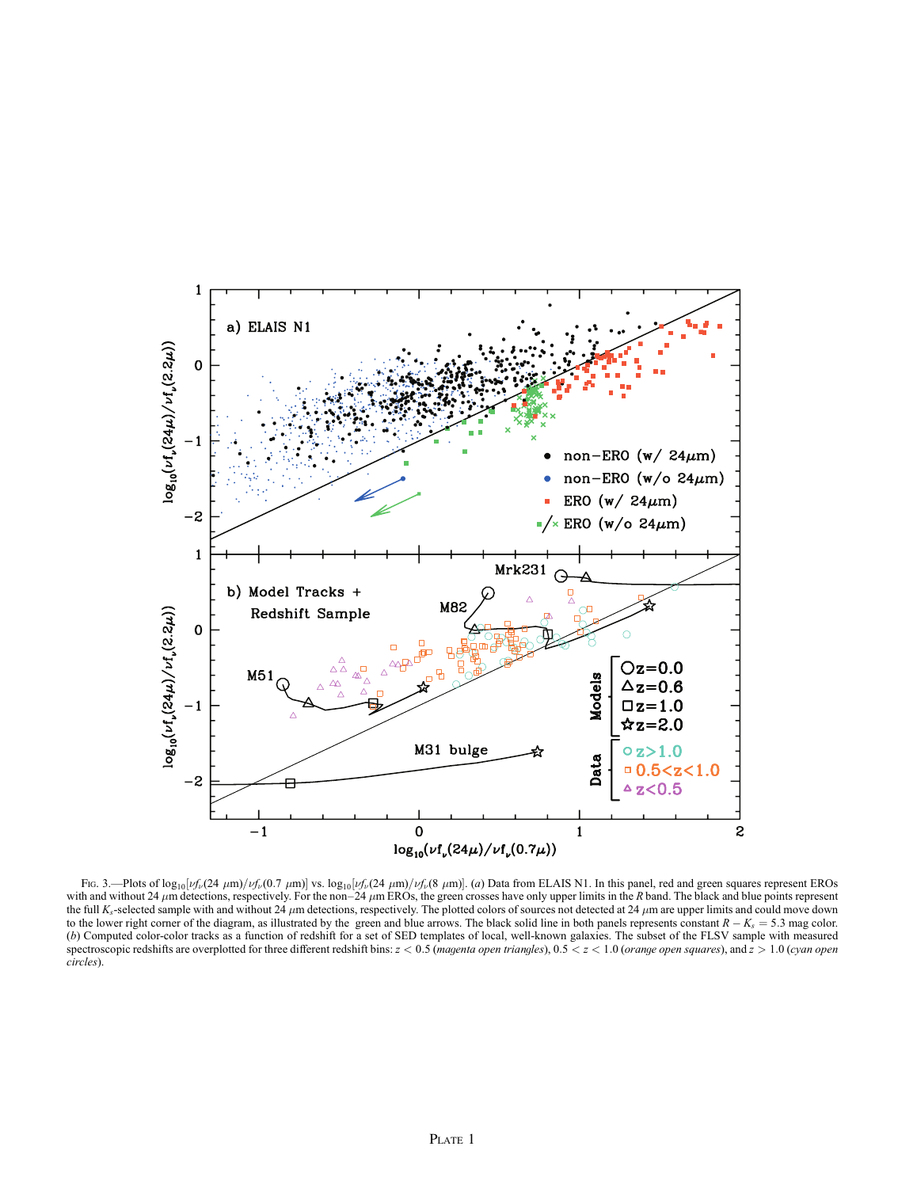a) ELAIS N1

$\log_{10}(\nu f_\nu(24\mu)/\nu f_\nu(2.2\mu))$

non−ERO (w/ 24$\mu$m)
non−ERO (w/o 24$\mu$m)
ERO (w/ 24$\mu$m)
ERO (w/o 24$\mu$m)

b) Model Tracks + Redshift Sample

Mrk231
M82
M51
M31 bulge

Models
z=0.0
z=0.6
z=1.0
z=2.0

Data
z>1.0
0.5<z<1.0
z<0.5

$\log_{10}(\nu f_\nu(24\mu)/\nu f_\nu(0.7\mu))$

Fig. 3.—Plots of $\log_{10}[\nu f_\nu(24\ \mu\mathrm{m})/\nu f_\nu(0.7\ \mu\mathrm{m})]$ vs. $\log_{10}[\nu f_\nu(24\ \mu\mathrm{m})/\nu f_\nu(8\ \mu\mathrm{m})]$. (*a*) Data from ELAIS N1. In this panel, red and green squares represent EROs with and without 24 $\mu$m detections, respectively. For the non–24 $\mu$m EROs, the green crosses have only upper limits in the $R$ band. The black and blue points represent the full $K_s$-selected sample with and without 24 $\mu$m detections, respectively. The plotted colors of sources not detected at 24 $\mu$m are upper limits and could move down to the lower right corner of the diagram, as illustrated by the green and blue arrows. The black solid line in both panels represents constant $R - K_s = 5.3$ mag color. (*b*) Computed color-color tracks as a function of redshift for a set of SED templates of local, well-known galaxies. The subset of the FLSV sample with measured spectroscopic redshifts are overplotted for three different redshift bins: $z < 0.5$ (*magenta open triangles*), $0.5 < z < 1.0$ (*orange open squares*), and $z > 1.0$ (*cyan open circles*).

Plate 1